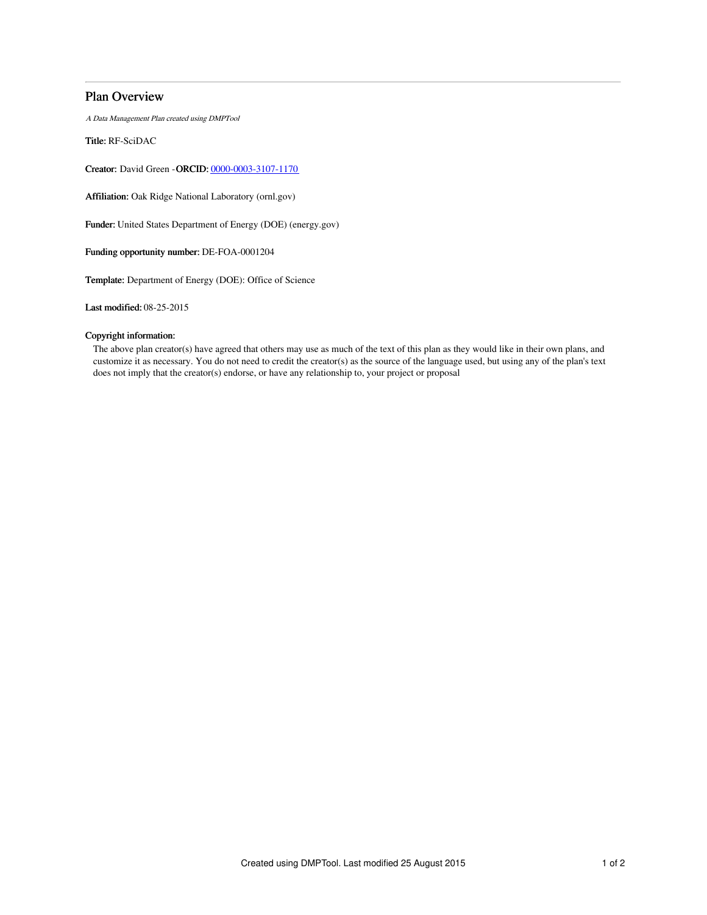## Plan Overview

*A Data Management Plan created using DMPTool*

**Title:** RF-SciDAC

**Creator:** David Green -**ORCID:** 0000-0003-3107-1170

**Affiliation:** Oak Ridge National Laboratory (ornl.gov)

**Funder:** United States Department of Energy (DOE) (energy.gov)

**Funding opportunity number:** DE-FOA-0001204

**Template:** Department of Energy (DOE): Office of Science

**Last modified:** 08-25-2015

**Copyright information:**

The above plan creator(s) have agreed that others may use as much of the text of this plan as they would like in their own plans, and customize it as necessary. You do not need to credit the creator(s) as the source of the language used, but using any of the plan's text does not imply that the creator(s) endorse, or have any relationship to, your project or proposal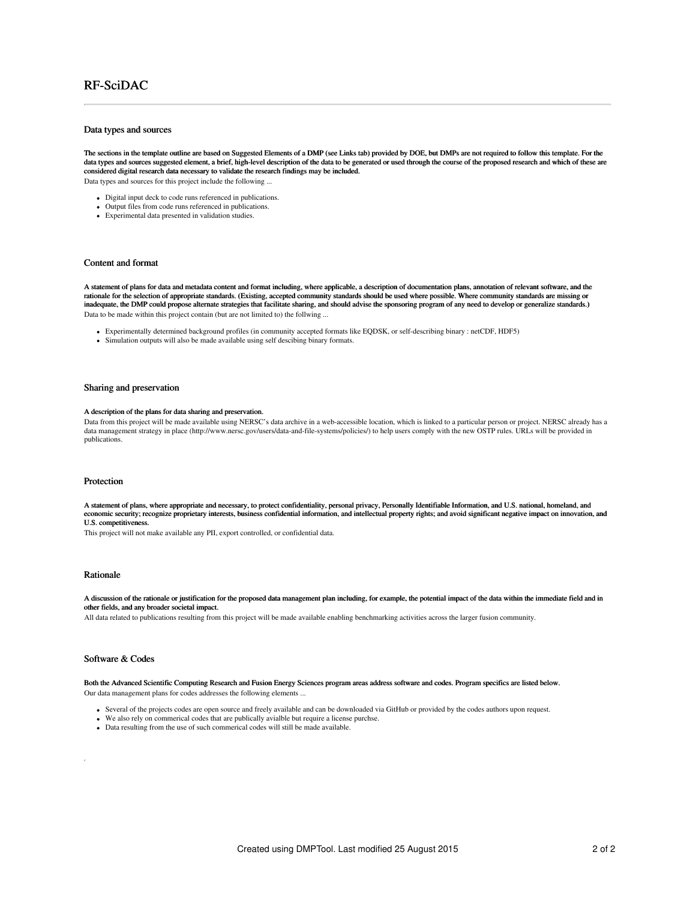# RF-SciDAC

## Data types and sources

**The sections in the template outline are based on Suggested Elements of a DMP (see Links tab) provided by DOE, but DMPs are not required to follow this template. For the data types and sources suggested element, a brief, high-level description of the data to be generated or used through the course of the proposed research and which of these are considered digital research data necessary to validate the research findings may be included.**

Data types and sources for this project include the following ...

- Digital input deck to code runs referenced in publications.
- Output files from code runs referenced in publications.
- Experimental data presented in validation studies.

## Content and format

**A statement of plans for data and metadata content and format including, where applicable, a description of documentation plans, annotation of relevant software, and the rationale for the selection of appropriate standards. (Existing, accepted community standards should be used where possible. Where community standards are missing or inadequate, the DMP could propose alternate strategies that facilitate sharing, and should advise the sponsoring program of any need to develop or generalize standards.)**

Data to be made within this project contain (but are not limited to) the follwing ...

- Experimentally determined background profiles (in community accepted formats like EQDSK, or self-describing binary : netCDF, HDF5)
- Simulation outputs will also be made available using self descibing binary formats.

## Sharing and preservation

**A description of the plans for data sharing and preservation.**

Data from this project will be made available using NERSC's data archive in a web-accessible location, which is linked to a particular person or project. NERSC already has a data management strategy in place (http://www.nersc.gov/users/data-and-file-systems/policies/) to help users comply with the new OSTP rules. URLs will be provided in publications.

## Protection

**A statement of plans, where appropriate and necessary, to protect confidentiality, personal privacy, Personally Identifiable Information, and U.S. national, homeland, and economic security; recognize proprietary interests, business confidential information, and intellectual property rights; and avoid significant negative impact on innovation, and U.S. competitiveness.**

This project will not make available any PII, export controlled, or confidential data.

## Rationale

**A discussion of the rationale or justification for the proposed data management plan including, for example, the potential impact of the data within the immediate field and in other fields, and any broader societal impact.**

All data related to publications resulting from this project will be made available enabling benchmarking activities across the larger fusion community.

## Software & Codes

**Both the Advanced Scientific Computing Research and Fusion Energy Sciences program areas address software and codes. Program specifics are listed below.**

Our data management plans for codes addresses the following elements ...

- Several of the projects codes are open source and freely available and can be downloaded via GitHub or provided by the codes authors upon request.
- We also rely on commerical codes that are publically avialble but require a license purchse.
- Data resulting from the use of such commerical codes will still be made available.